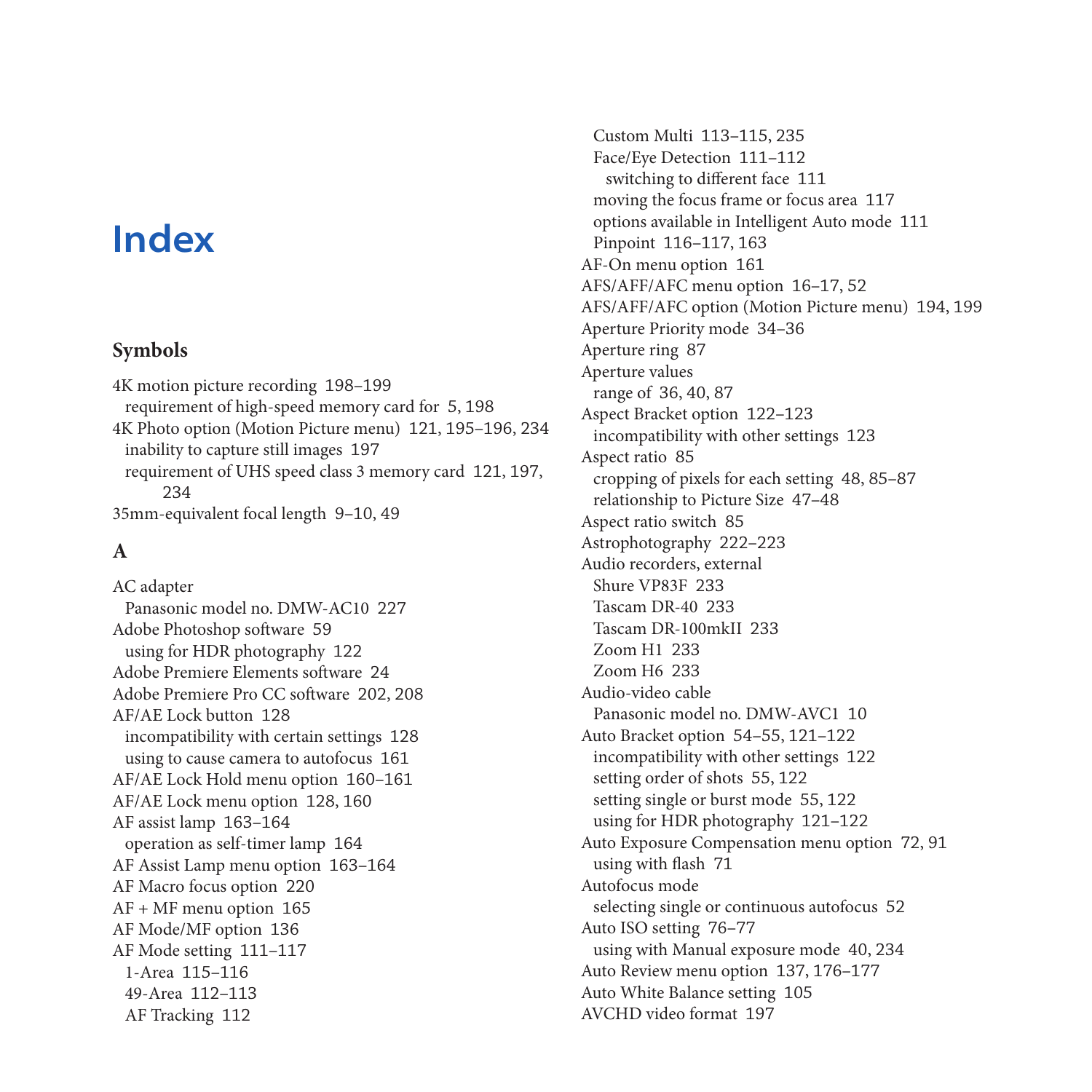# Index

## Symbols

4K motion picture recording 198–199
  requirement of high-speed memory card for 5, 198
4K Photo option (Motion Picture menu) 121, 195–196, 234
  inability to capture still images 197
  requirement of UHS speed class 3 memory card 121, 197, 234
35mm-equivalent focal length 9–10, 49

## A

AC adapter
  Panasonic model no. DMW-AC10 227
Adobe Photoshop software 59
  using for HDR photography 122
Adobe Premiere Elements software 24
Adobe Premiere Pro CC software 202, 208
AF/AE Lock button 128
  incompatibility with certain settings 128
  using to cause camera to autofocus 161
AF/AE Lock Hold menu option 160–161
AF/AE Lock menu option 128, 160
AF assist lamp 163–164
  operation as self-timer lamp 164
AF Assist Lamp menu option 163–164
AF Macro focus option 220
AF + MF menu option 165
AF Mode/MF option 136
AF Mode setting 111–117
  1-Area 115–116
  49-Area 112–113
  AF Tracking 112
  Custom Multi 113–115, 235
  Face/Eye Detection 111–112
    switching to different face 111
  moving the focus frame or focus area 117
  options available in Intelligent Auto mode 111
  Pinpoint 116–117, 163
AF-On menu option 161
AFS/AFF/AFC menu option 16–17, 52
AFS/AFF/AFC option (Motion Picture menu) 194, 199
Aperture Priority mode 34–36
Aperture ring 87
Aperture values
  range of 36, 40, 87
Aspect Bracket option 122–123
  incompatibility with other settings 123
Aspect ratio 85
  cropping of pixels for each setting 48, 85–87
  relationship to Picture Size 47–48
Aspect ratio switch 85
Astrophotography 222–223
Audio recorders, external
  Shure VP83F 233
  Tascam DR-40 233
  Tascam DR-100mkII 233
  Zoom H1 233
  Zoom H6 233
Audio-video cable
  Panasonic model no. DMW-AVC1 10
Auto Bracket option 54–55, 121–122
  incompatibility with other settings 122
  setting order of shots 55, 122
  setting single or burst mode 55, 122
  using for HDR photography 121–122
Auto Exposure Compensation menu option 72, 91
  using with flash 71
Autofocus mode
  selecting single or continuous autofocus 52
Auto ISO setting 76–77
  using with Manual exposure mode 40, 234
Auto Review menu option 137, 176–177
Auto White Balance setting 105
AVCHD video format 197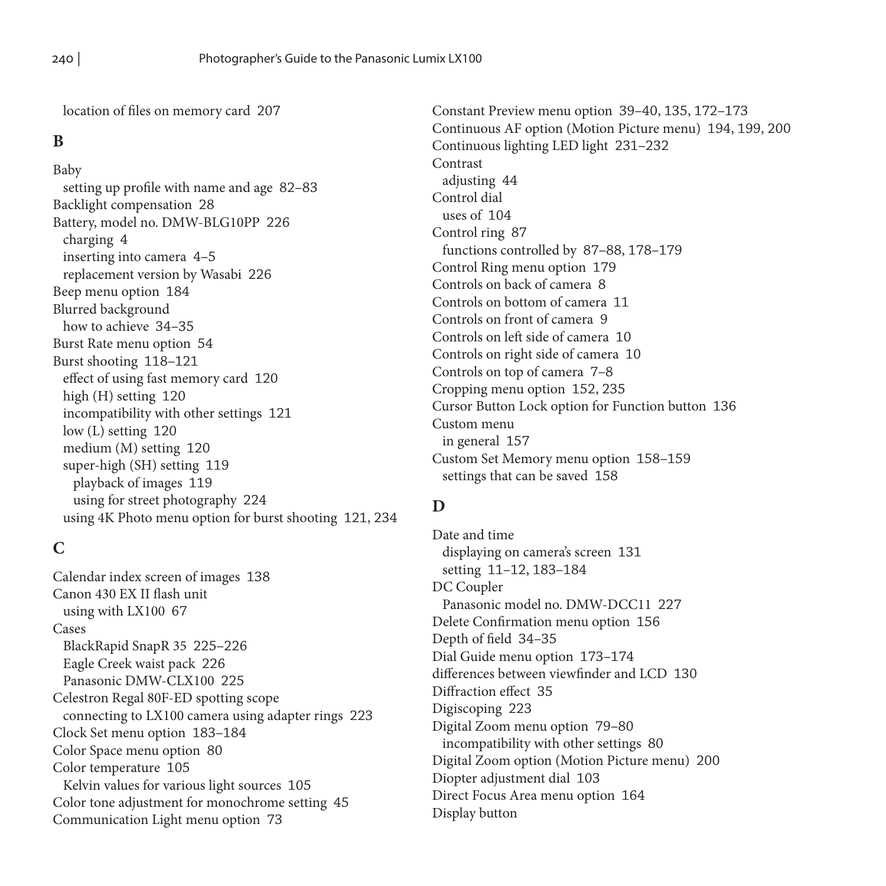location of files on memory card 207

## B

Baby
  setting up profile with name and age 82–83
Backlight compensation 28
Battery, model no. DMW-BLG10PP 226
  charging 4
  inserting into camera 4–5
  replacement version by Wasabi 226
Beep menu option 184
Blurred background
  how to achieve 34–35
Burst Rate menu option 54
Burst shooting 118–121
  effect of using fast memory card 120
  high (H) setting 120
  incompatibility with other settings 121
  low (L) setting 120
  medium (M) setting 120
  super-high (SH) setting 119
    playback of images 119
    using for street photography 224
  using 4K Photo menu option for burst shooting 121, 234

## C

Calendar index screen of images 138
Canon 430 EX II flash unit
  using with LX100 67
Cases
  BlackRapid SnapR 35 225–226
  Eagle Creek waist pack 226
  Panasonic DMW-CLX100 225
Celestron Regal 80F-ED spotting scope
  connecting to LX100 camera using adapter rings 223
Clock Set menu option 183–184
Color Space menu option 80
Color temperature 105
  Kelvin values for various light sources 105
Color tone adjustment for monochrome setting 45
Communication Light menu option 73
Constant Preview menu option 39–40, 135, 172–173
Continuous AF option (Motion Picture menu) 194, 199, 200
Continuous lighting LED light 231–232
Contrast
  adjusting 44
Control dial
  uses of 104
Control ring 87
  functions controlled by 87–88, 178–179
Control Ring menu option 179
Controls on back of camera 8
Controls on bottom of camera 11
Controls on front of camera 9
Controls on left side of camera 10
Controls on right side of camera 10
Controls on top of camera 7–8
Cropping menu option 152, 235
Cursor Button Lock option for Function button 136
Custom menu
  in general 157
Custom Set Memory menu option 158–159
  settings that can be saved 158

## D

Date and time
  displaying on camera's screen 131
  setting 11–12, 183–184
DC Coupler
  Panasonic model no. DMW-DCC11 227
Delete Confirmation menu option 156
Depth of field 34–35
Dial Guide menu option 173–174
differences between viewfinder and LCD 130
Diffraction effect 35
Digiscoping 223
Digital Zoom menu option 79–80
  incompatibility with other settings 80
Digital Zoom option (Motion Picture menu) 200
Diopter adjustment dial 103
Direct Focus Area menu option 164
Display button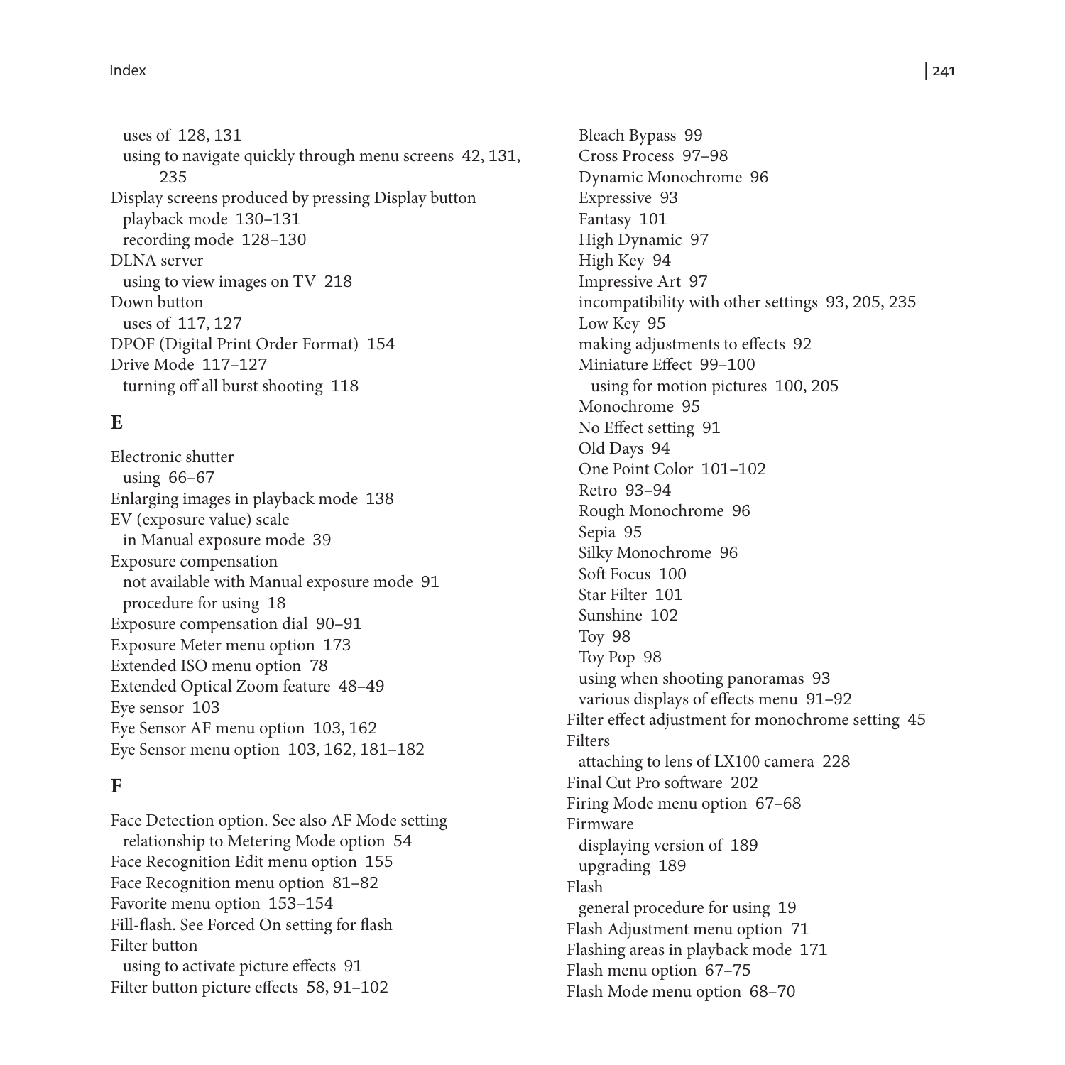uses of 128, 131
using to navigate quickly through menu screens 42, 131, 235
Display screens produced by pressing Display button
playback mode 130–131
recording mode 128–130
DLNA server
using to view images on TV 218
Down button
uses of 117, 127
DPOF (Digital Print Order Format) 154
Drive Mode 117–127
turning off all burst shooting 118

## E

Electronic shutter
using 66–67
Enlarging images in playback mode 138
EV (exposure value) scale
in Manual exposure mode 39
Exposure compensation
not available with Manual exposure mode 91
procedure for using 18
Exposure compensation dial 90–91
Exposure Meter menu option 173
Extended ISO menu option 78
Extended Optical Zoom feature 48–49
Eye sensor 103
Eye Sensor AF menu option 103, 162
Eye Sensor menu option 103, 162, 181–182

## F

Face Detection option. See also AF Mode setting
relationship to Metering Mode option 54
Face Recognition Edit menu option 155
Face Recognition menu option 81–82
Favorite menu option 153–154
Fill-flash. See Forced On setting for flash
Filter button
using to activate picture effects 91
Filter button picture effects 58, 91–102
Bleach Bypass 99
Cross Process 97–98
Dynamic Monochrome 96
Expressive 93
Fantasy 101
High Dynamic 97
High Key 94
Impressive Art 97
incompatibility with other settings 93, 205, 235
Low Key 95
making adjustments to effects 92
Miniature Effect 99–100
using for motion pictures 100, 205
Monochrome 95
No Effect setting 91
Old Days 94
One Point Color 101–102
Retro 93–94
Rough Monochrome 96
Sepia 95
Silky Monochrome 96
Soft Focus 100
Star Filter 101
Sunshine 102
Toy 98
Toy Pop 98
using when shooting panoramas 93
various displays of effects menu 91–92
Filter effect adjustment for monochrome setting 45
Filters
attaching to lens of LX100 camera 228
Final Cut Pro software 202
Firing Mode menu option 67–68
Firmware
displaying version of 189
upgrading 189
Flash
general procedure for using 19
Flash Adjustment menu option 71
Flashing areas in playback mode 171
Flash menu option 67–75
Flash Mode menu option 68–70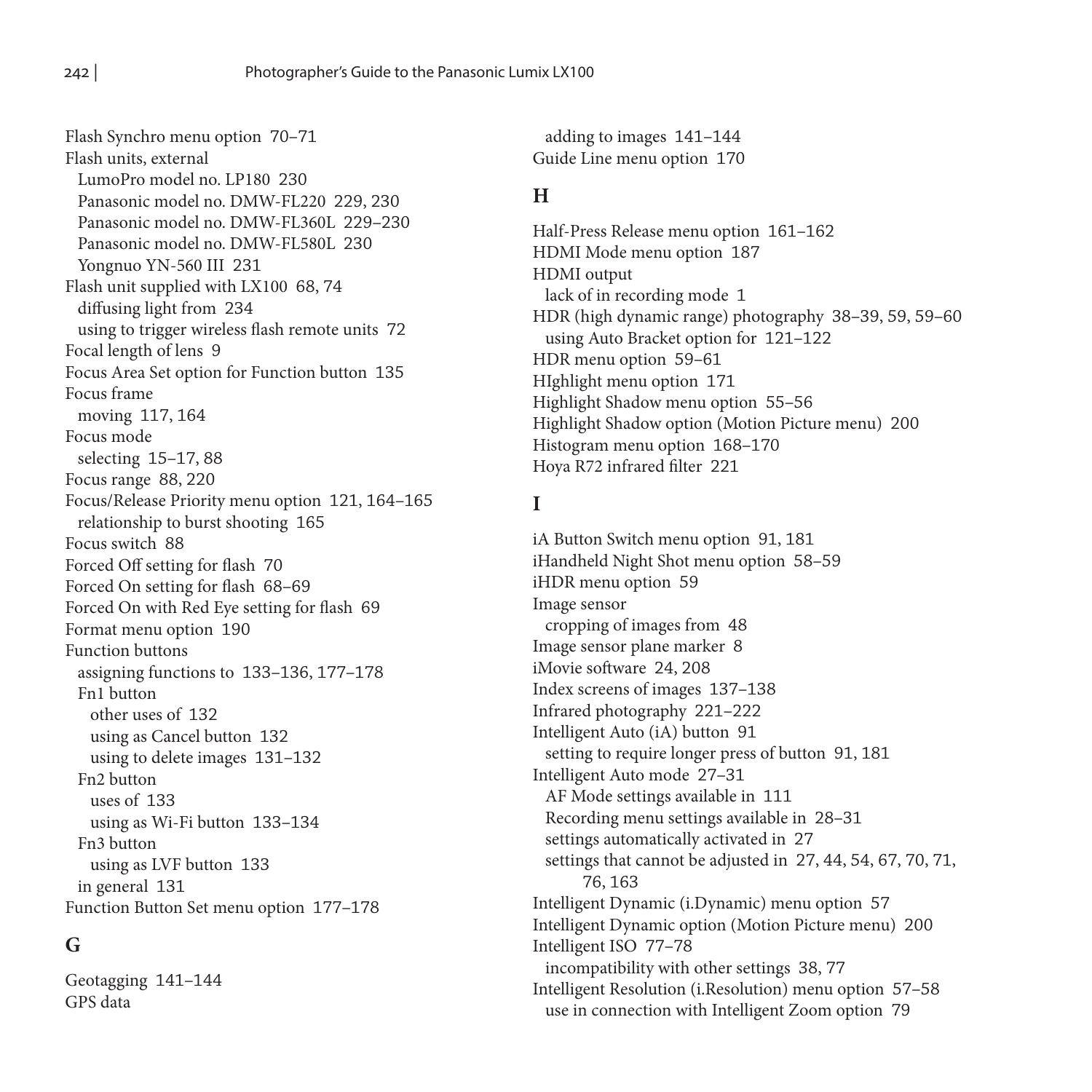Flash Synchro menu option 70–71
Flash units, external
  LumoPro model no. LP180 230
  Panasonic model no. DMW-FL220 229, 230
  Panasonic model no. DMW-FL360L 229–230
  Panasonic model no. DMW-FL580L 230
  Yongnuo YN-560 III 231
Flash unit supplied with LX100 68, 74
  diffusing light from 234
  using to trigger wireless flash remote units 72
Focal length of lens 9
Focus Area Set option for Function button 135
Focus frame
  moving 117, 164
Focus mode
  selecting 15–17, 88
Focus range 88, 220
Focus/Release Priority menu option 121, 164–165
  relationship to burst shooting 165
Focus switch 88
Forced Off setting for flash 70
Forced On setting for flash 68–69
Forced On with Red Eye setting for flash 69
Format menu option 190
Function buttons
  assigning functions to 133–136, 177–178
  Fn1 button
    other uses of 132
    using as Cancel button 132
    using to delete images 131–132
  Fn2 button
    uses of 133
    using as Wi-Fi button 133–134
  Fn3 button
    using as LVF button 133
  in general 131
Function Button Set menu option 177–178

## G

Geotagging 141–144
GPS data
  adding to images 141–144
Guide Line menu option 170

## H

Half-Press Release menu option 161–162
HDMI Mode menu option 187
HDMI output
  lack of in recording mode 1
HDR (high dynamic range) photography 38–39, 59, 59–60
  using Auto Bracket option for 121–122
HDR menu option 59–61
HIghlight menu option 171
Highlight Shadow menu option 55–56
Highlight Shadow option (Motion Picture menu) 200
Histogram menu option 168–170
Hoya R72 infrared filter 221

## I

iA Button Switch menu option 91, 181
iHandheld Night Shot menu option 58–59
iHDR menu option 59
Image sensor
  cropping of images from 48
Image sensor plane marker 8
iMovie software 24, 208
Index screens of images 137–138
Infrared photography 221–222
Intelligent Auto (iA) button 91
  setting to require longer press of button 91, 181
Intelligent Auto mode 27–31
  AF Mode settings available in 111
  Recording menu settings available in 28–31
  settings automatically activated in 27
  settings that cannot be adjusted in 27, 44, 54, 67, 70, 71, 76, 163
Intelligent Dynamic (i.Dynamic) menu option 57
Intelligent Dynamic option (Motion Picture menu) 200
Intelligent ISO 77–78
  incompatibility with other settings 38, 77
Intelligent Resolution (i.Resolution) menu option 57–58
  use in connection with Intelligent Zoom option 79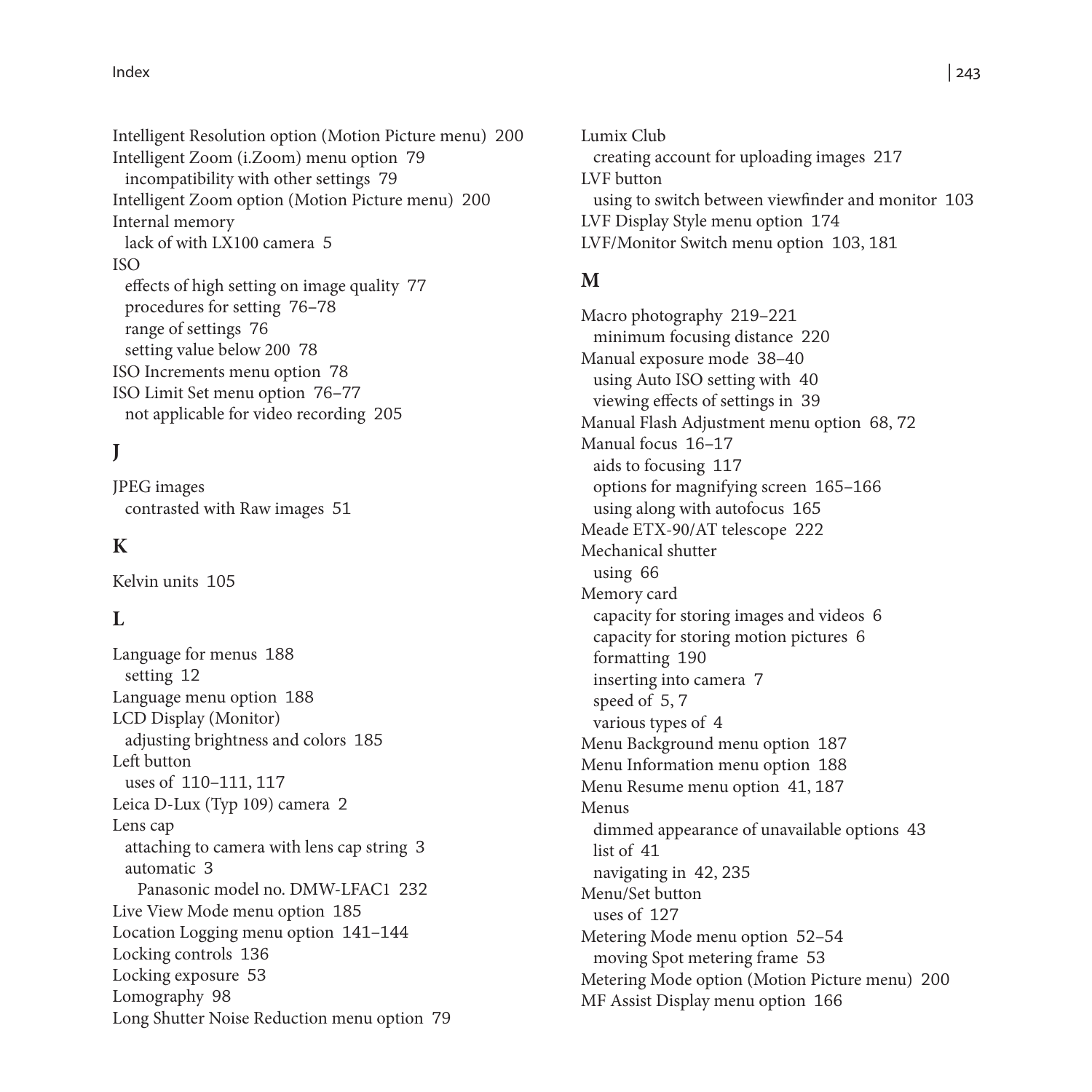Intelligent Resolution option (Motion Picture menu) 200
Intelligent Zoom (i.Zoom) menu option 79
  incompatibility with other settings 79
Intelligent Zoom option (Motion Picture menu) 200
Internal memory
  lack of with LX100 camera 5
ISO
  effects of high setting on image quality 77
  procedures for setting 76–78
  range of settings 76
  setting value below 200 78
ISO Increments menu option 78
ISO Limit Set menu option 76–77
  not applicable for video recording 205

## J

JPEG images
  contrasted with Raw images 51

## K

Kelvin units 105

## L

Language for menus 188
  setting 12
Language menu option 188
LCD Display (Monitor)
  adjusting brightness and colors 185
Left button
  uses of 110–111, 117
Leica D-Lux (Typ 109) camera 2
Lens cap
  attaching to camera with lens cap string 3
  automatic 3
    Panasonic model no. DMW-LFAC1 232
Live View Mode menu option 185
Location Logging menu option 141–144
Locking controls 136
Locking exposure 53
Lomography 98
Long Shutter Noise Reduction menu option 79
Lumix Club
  creating account for uploading images 217
LVF button
  using to switch between viewfinder and monitor 103
LVF Display Style menu option 174
LVF/Monitor Switch menu option 103, 181

## M

Macro photography 219–221
  minimum focusing distance 220
Manual exposure mode 38–40
  using Auto ISO setting with 40
  viewing effects of settings in 39
Manual Flash Adjustment menu option 68, 72
Manual focus 16–17
  aids to focusing 117
  options for magnifying screen 165–166
  using along with autofocus 165
Meade ETX-90/AT telescope 222
Mechanical shutter
  using 66
Memory card
  capacity for storing images and videos 6
  capacity for storing motion pictures 6
  formatting 190
  inserting into camera 7
  speed of 5, 7
  various types of 4
Menu Background menu option 187
Menu Information menu option 188
Menu Resume menu option 41, 187
Menus
  dimmed appearance of unavailable options 43
  list of 41
  navigating in 42, 235
Menu/Set button
  uses of 127
Metering Mode menu option 52–54
  moving Spot metering frame 53
Metering Mode option (Motion Picture menu) 200
MF Assist Display menu option 166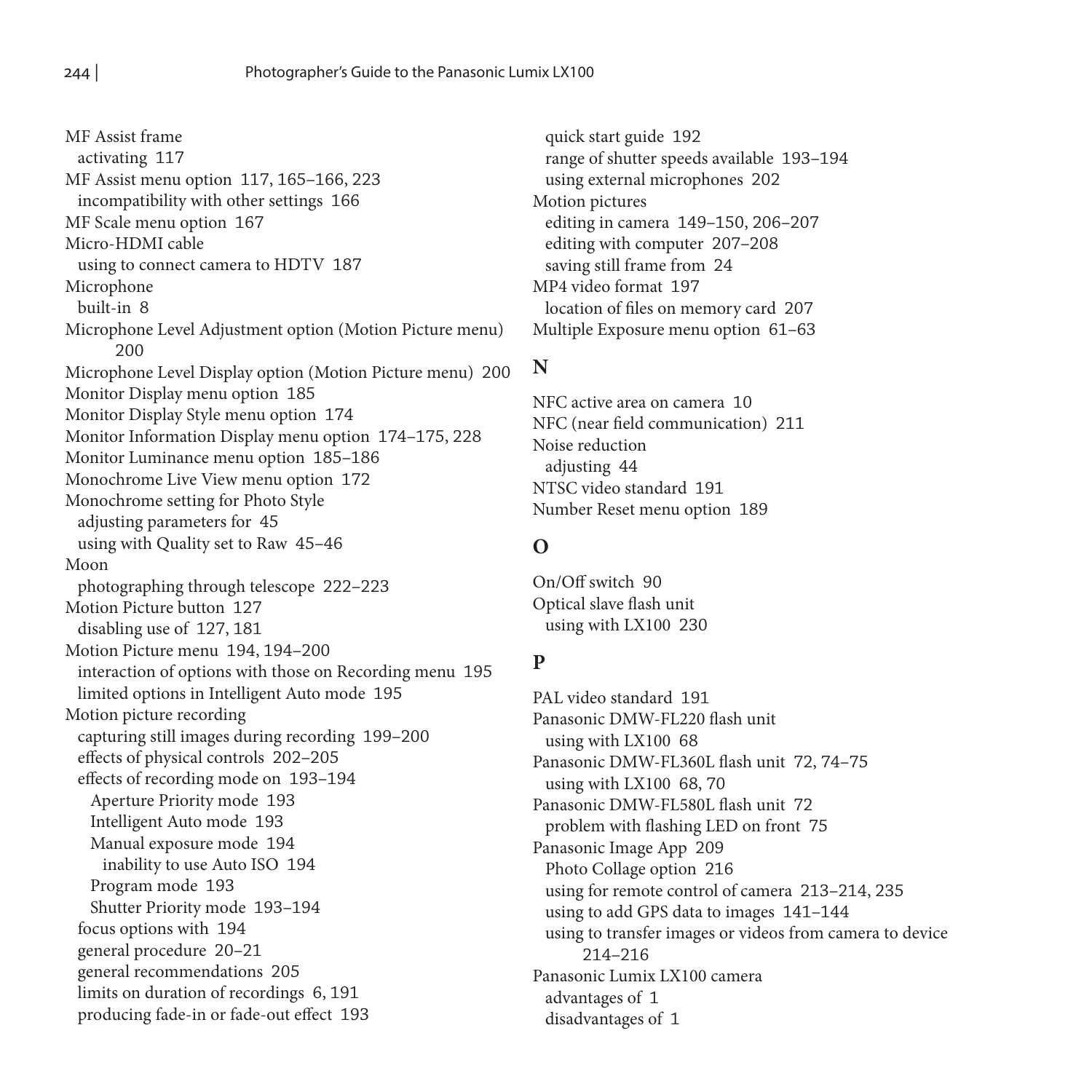MF Assist frame
  activating 117
MF Assist menu option 117, 165–166, 223
  incompatibility with other settings 166
MF Scale menu option 167
Micro-HDMI cable
  using to connect camera to HDTV 187
Microphone
  built-in 8
Microphone Level Adjustment option (Motion Picture menu) 200
Microphone Level Display option (Motion Picture menu) 200
Monitor Display menu option 185
Monitor Display Style menu option 174
Monitor Information Display menu option 174–175, 228
Monitor Luminance menu option 185–186
Monochrome Live View menu option 172
Monochrome setting for Photo Style
  adjusting parameters for 45
  using with Quality set to Raw 45–46
Moon
  photographing through telescope 222–223
Motion Picture button 127
  disabling use of 127, 181
Motion Picture menu 194, 194–200
  interaction of options with those on Recording menu 195
  limited options in Intelligent Auto mode 195
Motion picture recording
  capturing still images during recording 199–200
  effects of physical controls 202–205
  effects of recording mode on 193–194
    Aperture Priority mode 193
    Intelligent Auto mode 193
    Manual exposure mode 194
      inability to use Auto ISO 194
    Program mode 193
    Shutter Priority mode 193–194
  focus options with 194
  general procedure 20–21
  general recommendations 205
  limits on duration of recordings 6, 191
  producing fade-in or fade-out effect 193
  quick start guide 192
  range of shutter speeds available 193–194
  using external microphones 202
Motion pictures
  editing in camera 149–150, 206–207
  editing with computer 207–208
  saving still frame from 24
MP4 video format 197
  location of files on memory card 207
Multiple Exposure menu option 61–63

## N

NFC active area on camera 10
NFC (near field communication) 211
Noise reduction
  adjusting 44
NTSC video standard 191
Number Reset menu option 189

## O

On/Off switch 90
Optical slave flash unit
  using with LX100 230

## P

PAL video standard 191
Panasonic DMW-FL220 flash unit
  using with LX100 68
Panasonic DMW-FL360L flash unit 72, 74–75
  using with LX100 68, 70
Panasonic DMW-FL580L flash unit 72
  problem with flashing LED on front 75
Panasonic Image App 209
  Photo Collage option 216
  using for remote control of camera 213–214, 235
  using to add GPS data to images 141–144
  using to transfer images or videos from camera to device 214–216
Panasonic Lumix LX100 camera
  advantages of 1
  disadvantages of 1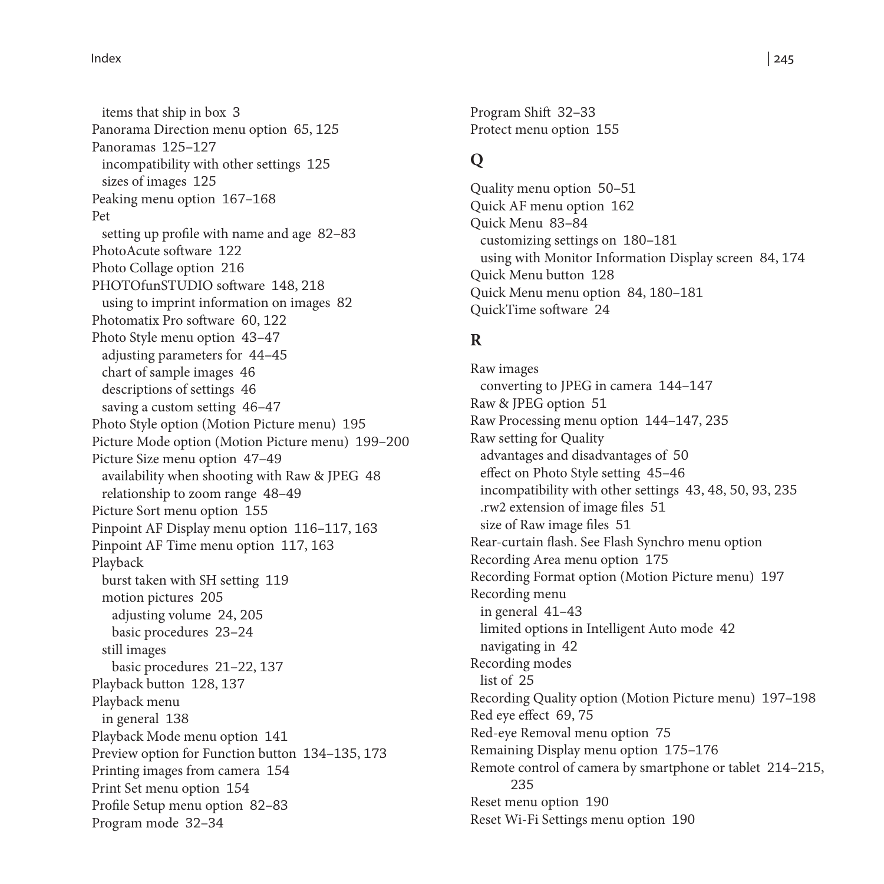items that ship in box 3
Panorama Direction menu option 65, 125
Panoramas 125–127
  incompatibility with other settings 125
  sizes of images 125
Peaking menu option 167–168
Pet
  setting up profile with name and age 82–83
PhotoAcute software 122
Photo Collage option 216
PHOTOfunSTUDIO software 148, 218
  using to imprint information on images 82
Photomatix Pro software 60, 122
Photo Style menu option 43–47
  adjusting parameters for 44–45
  chart of sample images 46
  descriptions of settings 46
  saving a custom setting 46–47
Photo Style option (Motion Picture menu) 195
Picture Mode option (Motion Picture menu) 199–200
Picture Size menu option 47–49
  availability when shooting with Raw & JPEG 48
  relationship to zoom range 48–49
Picture Sort menu option 155
Pinpoint AF Display menu option 116–117, 163
Pinpoint AF Time menu option 117, 163
Playback
  burst taken with SH setting 119
  motion pictures 205
    adjusting volume 24, 205
    basic procedures 23–24
  still images
    basic procedures 21–22, 137
Playback button 128, 137
Playback menu
  in general 138
Playback Mode menu option 141
Preview option for Function button 134–135, 173
Printing images from camera 154
Print Set menu option 154
Profile Setup menu option 82–83
Program mode 32–34
Program Shift 32–33
Protect menu option 155

## Q

Quality menu option 50–51
Quick AF menu option 162
Quick Menu 83–84
  customizing settings on 180–181
  using with Monitor Information Display screen 84, 174
Quick Menu button 128
Quick Menu menu option 84, 180–181
QuickTime software 24

## R

Raw images
  converting to JPEG in camera 144–147
Raw & JPEG option 51
Raw Processing menu option 144–147, 235
Raw setting for Quality
  advantages and disadvantages of 50
  effect on Photo Style setting 45–46
  incompatibility with other settings 43, 48, 50, 93, 235
  .rw2 extension of image files 51
  size of Raw image files 51
Rear-curtain flash. See Flash Synchro menu option
Recording Area menu option 175
Recording Format option (Motion Picture menu) 197
Recording menu
  in general 41–43
  limited options in Intelligent Auto mode 42
  navigating in 42
Recording modes
  list of 25
Recording Quality option (Motion Picture menu) 197–198
Red eye effect 69, 75
Red-eye Removal menu option 75
Remaining Display menu option 175–176
Remote control of camera by smartphone or tablet 214–215, 235
Reset menu option 190
Reset Wi-Fi Settings menu option 190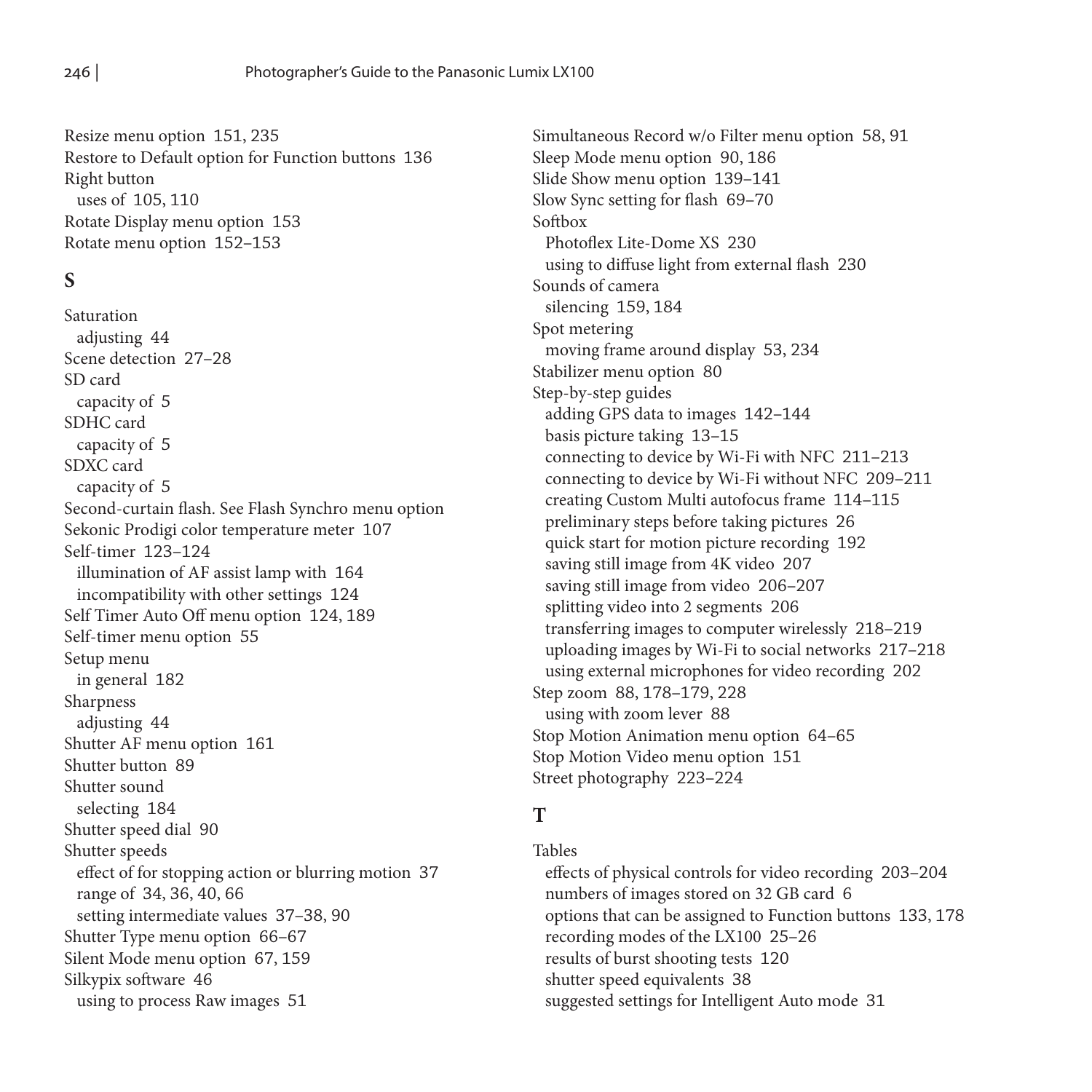Resize menu option 151, 235
Restore to Default option for Function buttons 136
Right button
  uses of 105, 110
Rotate Display menu option 153
Rotate menu option 152–153

## S

Saturation
  adjusting 44
Scene detection 27–28
SD card
  capacity of 5
SDHC card
  capacity of 5
SDXC card
  capacity of 5
Second-curtain flash. See Flash Synchro menu option
Sekonic Prodigi color temperature meter 107
Self-timer 123–124
  illumination of AF assist lamp with 164
  incompatibility with other settings 124
Self Timer Auto Off menu option 124, 189
Self-timer menu option 55
Setup menu
  in general 182
Sharpness
  adjusting 44
Shutter AF menu option 161
Shutter button 89
Shutter sound
  selecting 184
Shutter speed dial 90
Shutter speeds
  effect of for stopping action or blurring motion 37
  range of 34, 36, 40, 66
  setting intermediate values 37–38, 90
Shutter Type menu option 66–67
Silent Mode menu option 67, 159
Silkypix software 46
  using to process Raw images 51
Simultaneous Record w/o Filter menu option 58, 91
Sleep Mode menu option 90, 186
Slide Show menu option 139–141
Slow Sync setting for flash 69–70
Softbox
  Photoflex Lite-Dome XS 230
  using to diffuse light from external flash 230
Sounds of camera
  silencing 159, 184
Spot metering
  moving frame around display 53, 234
Stabilizer menu option 80
Step-by-step guides
  adding GPS data to images 142–144
  basis picture taking 13–15
  connecting to device by Wi-Fi with NFC 211–213
  connecting to device by Wi-Fi without NFC 209–211
  creating Custom Multi autofocus frame 114–115
  preliminary steps before taking pictures 26
  quick start for motion picture recording 192
  saving still image from 4K video 207
  saving still image from video 206–207
  splitting video into 2 segments 206
  transferring images to computer wirelessly 218–219
  uploading images by Wi-Fi to social networks 217–218
  using external microphones for video recording 202
Step zoom 88, 178–179, 228
  using with zoom lever 88
Stop Motion Animation menu option 64–65
Stop Motion Video menu option 151
Street photography 223–224

## T

Tables
  effects of physical controls for video recording 203–204
  numbers of images stored on 32 GB card 6
  options that can be assigned to Function buttons 133, 178
  recording modes of the LX100 25–26
  results of burst shooting tests 120
  shutter speed equivalents 38
  suggested settings for Intelligent Auto mode 31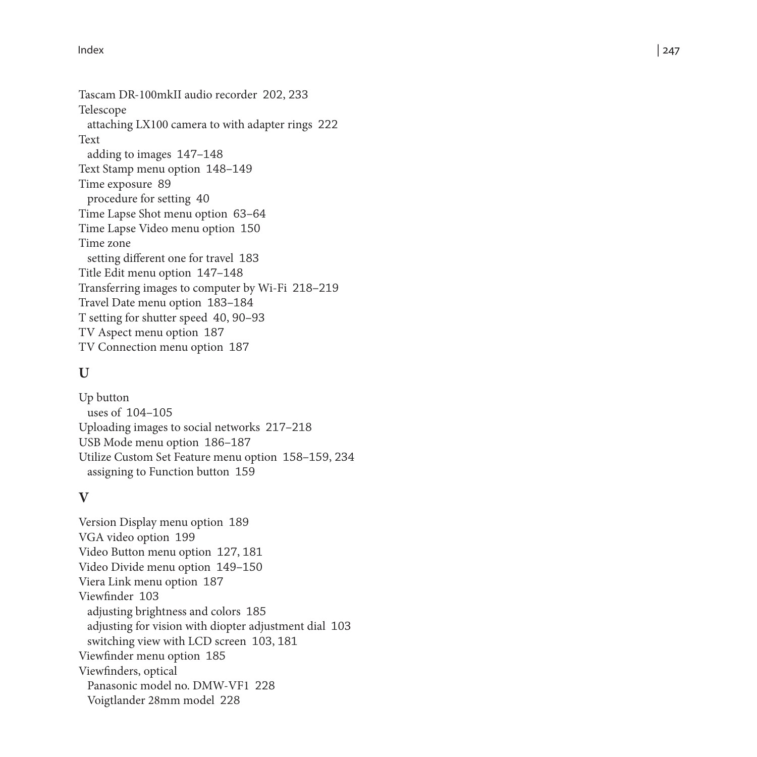Tascam DR-100mkII audio recorder 202, 233
Telescope
  attaching LX100 camera to with adapter rings 222
Text
  adding to images 147–148
Text Stamp menu option 148–149
Time exposure 89
  procedure for setting 40
Time Lapse Shot menu option 63–64
Time Lapse Video menu option 150
Time zone
  setting different one for travel 183
Title Edit menu option 147–148
Transferring images to computer by Wi-Fi 218–219
Travel Date menu option 183–184
T setting for shutter speed 40, 90–93
TV Aspect menu option 187
TV Connection menu option 187

## U

Up button
  uses of 104–105
Uploading images to social networks 217–218
USB Mode menu option 186–187
Utilize Custom Set Feature menu option 158–159, 234
  assigning to Function button 159

## V

Version Display menu option 189
VGA video option 199
Video Button menu option 127, 181
Video Divide menu option 149–150
Viera Link menu option 187
Viewfinder 103
  adjusting brightness and colors 185
  adjusting for vision with diopter adjustment dial 103
  switching view with LCD screen 103, 181
Viewfinder menu option 185
Viewfinders, optical
  Panasonic model no. DMW-VF1 228
  Voigtlander 28mm model 228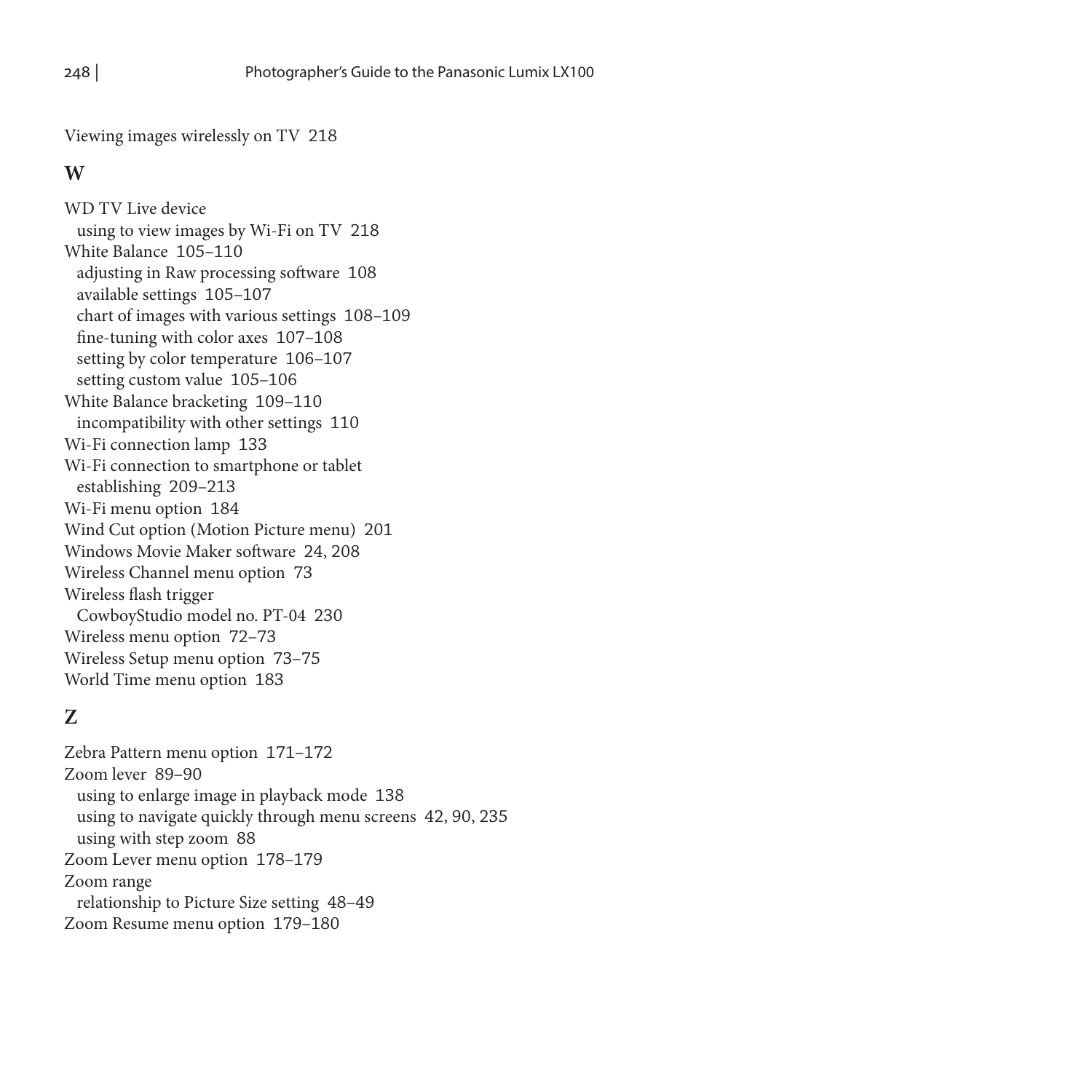Viewing images wirelessly on TV 218

## W

WD TV Live device
  using to view images by Wi-Fi on TV 218
White Balance 105–110
  adjusting in Raw processing software 108
  available settings 105–107
  chart of images with various settings 108–109
  fine-tuning with color axes 107–108
  setting by color temperature 106–107
  setting custom value 105–106
White Balance bracketing 109–110
  incompatibility with other settings 110
Wi-Fi connection lamp 133
Wi-Fi connection to smartphone or tablet
  establishing 209–213
Wi-Fi menu option 184
Wind Cut option (Motion Picture menu) 201
Windows Movie Maker software 24, 208
Wireless Channel menu option 73
Wireless flash trigger
  CowboyStudio model no. PT-04 230
Wireless menu option 72–73
Wireless Setup menu option 73–75
World Time menu option 183

## Z

Zebra Pattern menu option 171–172
Zoom lever 89–90
  using to enlarge image in playback mode 138
  using to navigate quickly through menu screens 42, 90, 235
  using with step zoom 88
Zoom Lever menu option 178–179
Zoom range
  relationship to Picture Size setting 48–49
Zoom Resume menu option 179–180